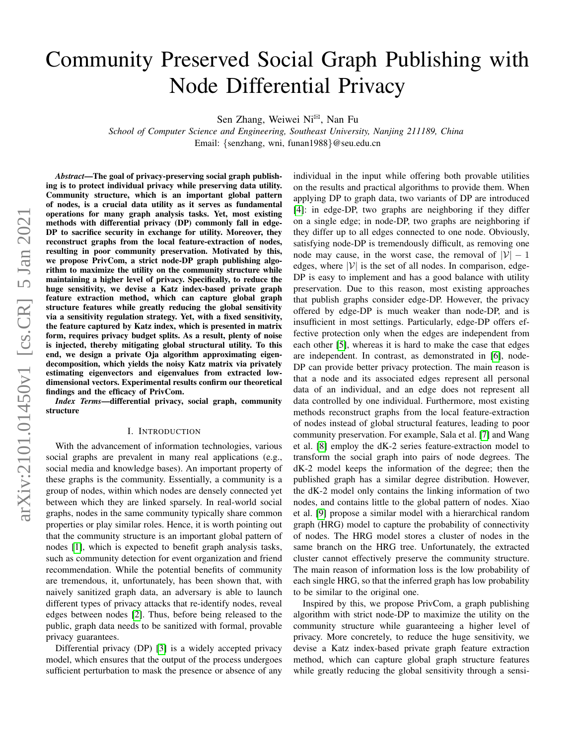# Community Preserved Social Graph Publishing with Node Differential Privacy

Sen Zhang, Weiwei Ni[✉], Nan Fu

*School of Computer Science and Engineering, Southeast University, Nanjing 211189, China*

Email: {senzhang, wni, funan1988}@seu.edu.cn

***Abstract*—The goal of privacy-preserving social graph publishing is to protect individual privacy while preserving data utility. Community structure, which is an important global pattern of nodes, is a crucial data utility as it serves as fundamental operations for many graph analysis tasks. Yet, most existing methods with differential privacy (DP) commonly fall in edge-DP to sacrifice security in exchange for utility. Moreover, they reconstruct graphs from the local feature-extraction of nodes, resulting in poor community preservation. Motivated by this, we propose PrivCom, a strict node-DP graph publishing algorithm to maximize the utility on the community structure while maintaining a higher level of privacy. Specifically, to reduce the huge sensitivity, we devise a Katz index-based private graph feature extraction method, which can capture global graph structure features while greatly reducing the global sensitivity via a sensitivity regulation strategy. Yet, with a fixed sensitivity, the feature captured by Katz index, which is presented in matrix form, requires privacy budget splits. As a result, plenty of noise is injected, thereby mitigating global structural utility. To this end, we design a private Oja algorithm approximating eigen-decomposition, which yields the noisy Katz matrix via privately estimating eigenvectors and eigenvalues from extracted low-dimensional vectors. Experimental results confirm our theoretical findings and the efficacy of PrivCom.**

***Index Terms*—differential privacy, social graph, community structure**

## I. Introduction

With the advancement of information technologies, various social graphs are prevalent in many real applications (e.g., social media and knowledge bases). An important property of these graphs is the community. Essentially, a community is a group of nodes, within which nodes are densely connected yet between which they are linked sparsely. In real-world social graphs, nodes in the same community typically share common properties or play similar roles. Hence, it is worth pointing out that the community structure is an important global pattern of nodes [1], which is expected to benefit graph analysis tasks, such as community detection for event organization and friend recommendation. While the potential benefits of community are tremendous, it, unfortunately, has been shown that, with naively sanitized graph data, an adversary is able to launch different types of privacy attacks that re-identify nodes, reveal edges between nodes [2]. Thus, before being released to the public, graph data needs to be sanitized with formal, provable privacy guarantees.

Differential privacy (DP) [3] is a widely accepted privacy model, which ensures that the output of the process undergoes sufficient perturbation to mask the presence or absence of any individual in the input while offering both provable utilities on the results and practical algorithms to provide them. When applying DP to graph data, two variants of DP are introduced [4]: in edge-DP, two graphs are neighboring if they differ on a single edge; in node-DP, two graphs are neighboring if they differ up to all edges connected to one node. Obviously, satisfying node-DP is tremendously difficult, as removing one node may cause, in the worst case, the removal of $|\mathcal{V}| - 1$ edges, where $|\mathcal{V}|$ is the set of all nodes. In comparison, edge-DP is easy to implement and has a good balance with utility preservation. Due to this reason, most existing approaches that publish graphs consider edge-DP. However, the privacy offered by edge-DP is much weaker than node-DP, and is insufficient in most settings. Particularly, edge-DP offers effective protection only when the edges are independent from each other [5], whereas it is hard to make the case that edges are independent. In contrast, as demonstrated in [6], node-DP can provide better privacy protection. The main reason is that a node and its associated edges represent all personal data of an individual, and an edge does not represent all data controlled by one individual. Furthermore, most existing methods reconstruct graphs from the local feature-extraction of nodes instead of global structural features, leading to poor community preservation. For example, Sala et al. [7] and Wang et al. [8] employ the dK-2 series feature-extraction model to transform the social graph into pairs of node degrees. The dK-2 model keeps the information of the degree; then the published graph has a similar degree distribution. However, the dK-2 model only contains the linking information of two nodes, and contains little to the global pattern of nodes. Xiao et al. [9] propose a similar model with a hierarchical random graph (HRG) model to capture the probability of connectivity of nodes. The HRG model stores a cluster of nodes in the same branch on the HRG tree. Unfortunately, the extracted cluster cannot effectively preserve the community structure. The main reason of information loss is the low probability of each single HRG, so that the inferred graph has low probability to be similar to the original one.

Inspired by this, we propose PrivCom, a graph publishing algorithm with strict node-DP to maximize the utility on the community structure while guaranteeing a higher level of privacy. More concretely, to reduce the huge sensitivity, we devise a Katz index-based private graph feature extraction method, which can capture global graph structure features while greatly reducing the global sensitivity through a sensi-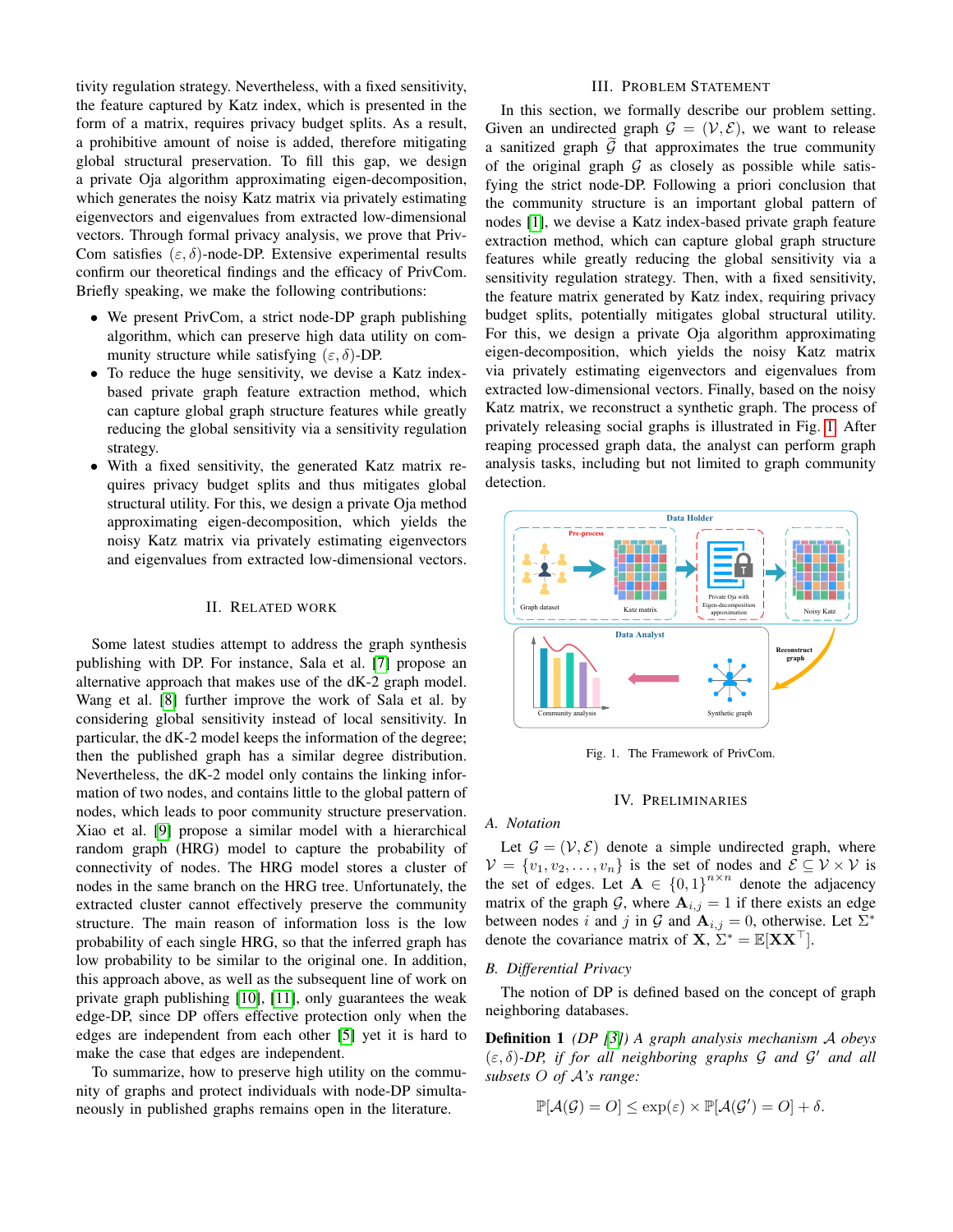tivity regulation strategy. Nevertheless, with a fixed sensitivity, the feature captured by Katz index, which is presented in the form of a matrix, requires privacy budget splits. As a result, a prohibitive amount of noise is added, therefore mitigating global structural preservation. To fill this gap, we design a private Oja algorithm approximating eigen-decomposition, which generates the noisy Katz matrix via privately estimating eigenvectors and eigenvalues from extracted low-dimensional vectors. Through formal privacy analysis, we prove that PrivCom satisfies $(\varepsilon, \delta)$-node-DP. Extensive experimental results confirm our theoretical findings and the efficacy of PrivCom. Briefly speaking, we make the following contributions:

- We present PrivCom, a strict node-DP graph publishing algorithm, which can preserve high data utility on community structure while satisfying $(\varepsilon, \delta)$-DP.
- To reduce the huge sensitivity, we devise a Katz index-based private graph feature extraction method, which can capture global graph structure features while greatly reducing the global sensitivity via a sensitivity regulation strategy.
- With a fixed sensitivity, the generated Katz matrix requires privacy budget splits and thus mitigates global structural utility. For this, we design a private Oja method approximating eigen-decomposition, which yields the noisy Katz matrix via privately estimating eigenvectors and eigenvalues from extracted low-dimensional vectors.

## II. Related Work

Some latest studies attempt to address the graph synthesis publishing with DP. For instance, Sala et al. [7] propose an alternative approach that makes use of the dK-2 graph model. Wang et al. [8] further improve the work of Sala et al. by considering global sensitivity instead of local sensitivity. In particular, the dK-2 model keeps the information of the degree; then the published graph has a similar degree distribution. Nevertheless, the dK-2 model only contains the linking information of two nodes, and contains little to the global pattern of nodes, which leads to poor community structure preservation. Xiao et al. [9] propose a similar model with a hierarchical random graph (HRG) model to capture the probability of connectivity of nodes. The HRG model stores a cluster of nodes in the same branch on the HRG tree. Unfortunately, the extracted cluster cannot effectively preserve the community structure. The main reason of information loss is the low probability of each single HRG, so that the inferred graph has low probability to be similar to the original one. In addition, this approach above, as well as the subsequent line of work on private graph publishing [10], [11], only guarantees the weak edge-DP, since DP offers effective protection only when the edges are independent from each other [5] yet it is hard to make the case that edges are independent.

To summarize, how to preserve high utility on the community of graphs and protect individuals with node-DP simultaneously in published graphs remains open in the literature.

## III. Problem Statement

In this section, we formally describe our problem setting. Given an undirected graph $\mathcal{G} = (\mathcal{V}, \mathcal{E})$, we want to release a sanitized graph $\widetilde{\mathcal{G}}$ that approximates the true community of the original graph $\mathcal{G}$ as closely as possible while satisfying the strict node-DP. Following a priori conclusion that the community structure is an important global pattern of nodes [1], we devise a Katz index-based private graph feature extraction method, which can capture global graph structure features while greatly reducing the global sensitivity via a sensitivity regulation strategy. Then, with a fixed sensitivity, the feature matrix generated by Katz index, requiring privacy budget splits, potentially mitigates global structural utility. For this, we design a private Oja algorithm approximating eigen-decomposition, which yields the noisy Katz matrix via privately estimating eigenvectors and eigenvalues from extracted low-dimensional vectors. Finally, based on the noisy Katz matrix, we reconstruct a synthetic graph. The process of privately releasing social graphs is illustrated in Fig. 1. After reaping processed graph data, the analyst can perform graph analysis tasks, including but not limited to graph community detection.

Fig. 1. The Framework of PrivCom.

## IV. Preliminaries

### A. Notation

Let $\mathcal{G} = (\mathcal{V}, \mathcal{E})$ denote a simple undirected graph, where $\mathcal{V} = \{v_1, v_2, \ldots, v_n\}$ is the set of nodes and $\mathcal{E} \subseteq \mathcal{V} \times \mathcal{V}$ is the set of edges. Let $\mathbf{A} \in \{0, 1\}^{n \times n}$ denote the adjacency matrix of the graph $\mathcal{G}$, where $\mathbf{A}_{i,j} = 1$ if there exists an edge between nodes $i$ and $j$ in $\mathcal{G}$ and $\mathbf{A}_{i,j} = 0$, otherwise. Let $\Sigma^*$ denote the covariance matrix of $\mathbf{X}$, $\Sigma^* = \mathbb{E}[\mathbf{X}\mathbf{X}^\top]$.

### B. Differential Privacy

The notion of DP is defined based on the concept of graph neighboring databases.

**Definition 1** *(DP [3]) A graph analysis mechanism $\mathcal{A}$ obeys $(\varepsilon, \delta)$-DP, if for all neighboring graphs $\mathcal{G}$ and $\mathcal{G}'$ and all subsets $O$ of $\mathcal{A}$'s range:*

$$\mathbb{P}[\mathcal{A}(\mathcal{G}) = O] \leq \exp(\varepsilon) \times \mathbb{P}[\mathcal{A}(\mathcal{G}') = O] + \delta.$$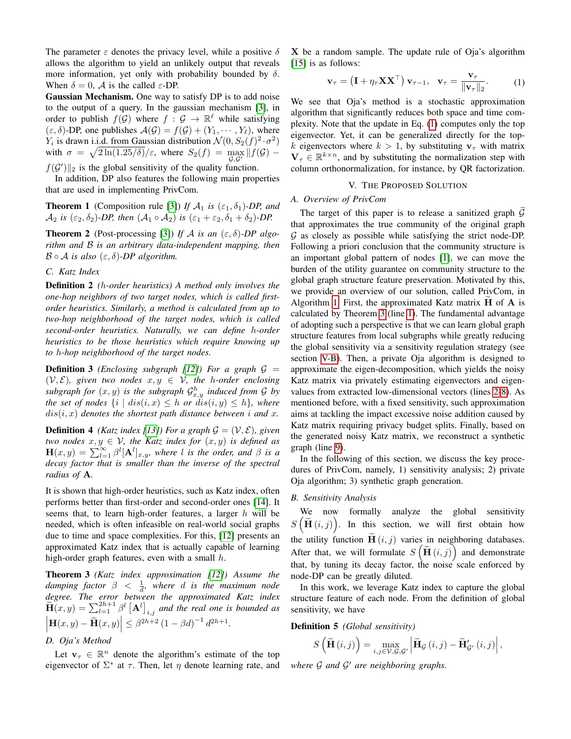The parameter $\varepsilon$ denotes the privacy level, while a positive $\delta$ allows the algorithm to yield an unlikely output that reveals more information, yet only with probability bounded by $\delta$. When $\delta = 0$, $\mathcal{A}$ is the called $\varepsilon$-DP.

**Gaussian Mechanism.** One way to satisfy DP is to add noise to the output of a query. In the gaussian mechanism [3], in order to publish $f(\mathcal{G})$ where $f : \mathcal{G} \to \mathbb{R}^{\ell}$ while satisfying $(\varepsilon, \delta)$-DP, one publishes $\mathcal{A}(\mathcal{G}) = f(\mathcal{G}) + (Y_1, \cdots, Y_\ell)$, where $Y_i$ is drawn i.i.d. from Gaussian distribution $\mathcal{N}(0, S_2(f)^2 \cdot \sigma^2)$ with $\sigma = \sqrt{2\ln(1.25/\delta)}/\varepsilon$, where $S_2(f) = \max_{\mathcal{G},\mathcal{G}'} \|f(\mathcal{G}) - f(\mathcal{G}')\|_2$ is the global sensitivity of the quality function.

In addition, DP also features the following main properties that are used in implementing PrivCom.

**Theorem 1** (Composition rule [3]) *If $\mathcal{A}_1$ is $(\varepsilon_1, \delta_1)$-DP, and $\mathcal{A}_2$ is $(\varepsilon_2, \delta_2)$-DP, then $(\mathcal{A}_1 \circ \mathcal{A}_2)$ is $(\varepsilon_1 + \varepsilon_2, \delta_1 + \delta_2)$-DP.*

**Theorem 2** (Post-processing [3]) *If $\mathcal{A}$ is an $(\varepsilon, \delta)$-DP algorithm and $\mathcal{B}$ is an arbitrary data-independent mapping, then $\mathcal{B} \circ \mathcal{A}$ is also $(\varepsilon, \delta)$-DP algorithm.*

### C. Katz Index

**Definition 2** *(h-order heuristics) A method only involves the one-hop neighbors of two target nodes, which is called first-order heuristics. Similarly, a method is calculated from up to two-hop neighborhood of the target nodes, which is called second-order heuristics. Naturally, we can define $h$-order heuristics to be those heuristics which require knowing up to $h$-hop neighborhood of the target nodes.*

**Definition 3** *(Enclosing subgraph [12]) For a graph $\mathcal{G} = (\mathcal{V}, \mathcal{E})$, given two nodes $x, y \in \mathcal{V}$, the $h$-order enclosing subgraph for $(x, y)$ is the subgraph $\mathcal{G}^h_{x,y}$ induced from $\mathcal{G}$ by the set of nodes $\{i \mid dis(i, x) \le h$ or $dis(i, y) \le h\}$, where $dis(i, x)$ denotes the shortest path distance between $i$ and $x$.*

**Definition 4** *(Katz index [13]) For a graph $\mathcal{G} = (\mathcal{V}, \mathcal{E})$, given two nodes $x, y \in \mathcal{V}$, the Katz index for $(x, y)$ is defined as $\mathbf{H}(x, y) = \sum_{l=1}^{\infty} \beta^l [\mathbf{A}^l]_{x,y}$, where $l$ is the order, and $\beta$ is a decay factor that is smaller than the inverse of the spectral radius of $\mathbf{A}$.*

It is shown that high-order heuristics, such as Katz index, often performs better than first-order and second-order ones [14]. It seems that, to learn high-order features, a larger $h$ will be needed, which is often infeasible on real-world social graphs due to time and space complexities. For this, [12] presents an approximated Katz index that is actually capable of learning high-order graph features, even with a small $h$.

**Theorem 3** *(Katz index approximation [12]) Assume the damping factor $\beta < \frac{1}{d}$, where $d$ is the maximum node degree. The error between the approximated Katz index $\widetilde{\mathbf{H}}(x, y) = \sum_{l=1}^{2h+1} \beta^l \left[\mathbf{A}^l\right]_{i,j}$ and the real one is bounded as $\left|\mathbf{H}(x, y) - \widetilde{\mathbf{H}}(x, y)\right| \le \beta^{2h+2} (1 - \beta d)^{-1} d^{2h+1}$.*

### D. Oja's Method

Let $\mathbf{v}_\tau \in \mathbb{R}^n$ denote the algorithm's estimate of the top eigenvector of $\Sigma^*$ at $\tau$. Then, let $\eta$ denote learning rate, and $\mathbf{X}$ be a random sample. The update rule of Oja's algorithm [15] is as follows:

$$\mathbf{v}_\tau = \left(\mathbf{I} + \eta_\tau \mathbf{X}\mathbf{X}^\top\right) \mathbf{v}_{\tau-1}, \quad \mathbf{v}_\tau = \frac{\mathbf{v}_\tau}{\|\mathbf{v}_\tau\|_2}. \tag{1}$$

We see that Oja's method is a stochastic approximation algorithm that significantly reduces both space and time complexity. Note that the update in Eq. (1) computes only the top eigenvector. Yet, it can be generalized directly for the top-$k$ eigenvectors where $k > 1$, by substituting $\mathbf{v}_\tau$ with matrix $\mathbf{V}_\tau \in \mathbb{R}^{k \times n}$, and by substituting the normalization step with column orthonormalization, for instance, by QR factorization.

## V. The Proposed Solution

### A. Overview of PrivCom

The target of this paper is to release a sanitized graph $\widetilde{\mathcal{G}}$ that approximates the true community of the original graph $\mathcal{G}$ as closely as possible while satisfying the strict node-DP. Following a priori conclusion that the community structure is an important global pattern of nodes [1], we can move the burden of the utility guarantee on community structure to the global graph structure feature preservation. Motivated by this, we provide an overview of our solution, called PrivCom, in Algorithm 1. First, the approximated Katz matrix $\widetilde{\mathbf{H}}$ of $\mathbf{A}$ is calculated by Theorem 3 (line 1). The fundamental advantage of adopting such a perspective is that we can learn global graph structure features from local subgraphs while greatly reducing the global sensitivity via a sensitivity regulation strategy (see section V-B). Then, a private Oja algorithm is designed to approximate the eigen-decomposition, which yields the noisy Katz matrix via privately estimating eigenvectors and eigenvalues from extracted low-dimensional vectors (lines 2-8). As mentioned before, with a fixed sensitivity, such approximation aims at tackling the impact excessive noise addition caused by Katz matrix requiring privacy budget splits. Finally, based on the generated noisy Katz matrix, we reconstruct a synthetic graph (line 9).

In the following of this section, we discuss the key procedures of PrivCom, namely, 1) sensitivity analysis; 2) private Oja algorithm; 3) synthetic graph generation.

### B. Sensitivity Analysis

We now formally analyze the global sensitivity $S\left(\widetilde{\mathbf{H}}(i, j)\right)$. In this section, we will first obtain how the utility function $\widetilde{\mathbf{H}}(i, j)$ varies in neighboring databases. After that, we will formulate $S\left(\widetilde{\mathbf{H}}(i, j)\right)$ and demonstrate that, by tuning its decay factor, the noise scale enforced by node-DP can be greatly diluted.

In this work, we leverage Katz index to capture the global structure feature of each node. From the definition of global sensitivity, we have

**Definition 5** *(Global sensitivity)*

$$S\left(\widetilde{\mathbf{H}}(i, j)\right) = \max_{i,j \in \mathcal{V}, \mathcal{G}, \mathcal{G}'} \left|\widetilde{\mathbf{H}}_{\mathcal{G}}(i, j) - \widetilde{\mathbf{H}}'_{\mathcal{G}'}(i, j)\right|,$$

*where $\mathcal{G}$ and $\mathcal{G}'$ are neighboring graphs.*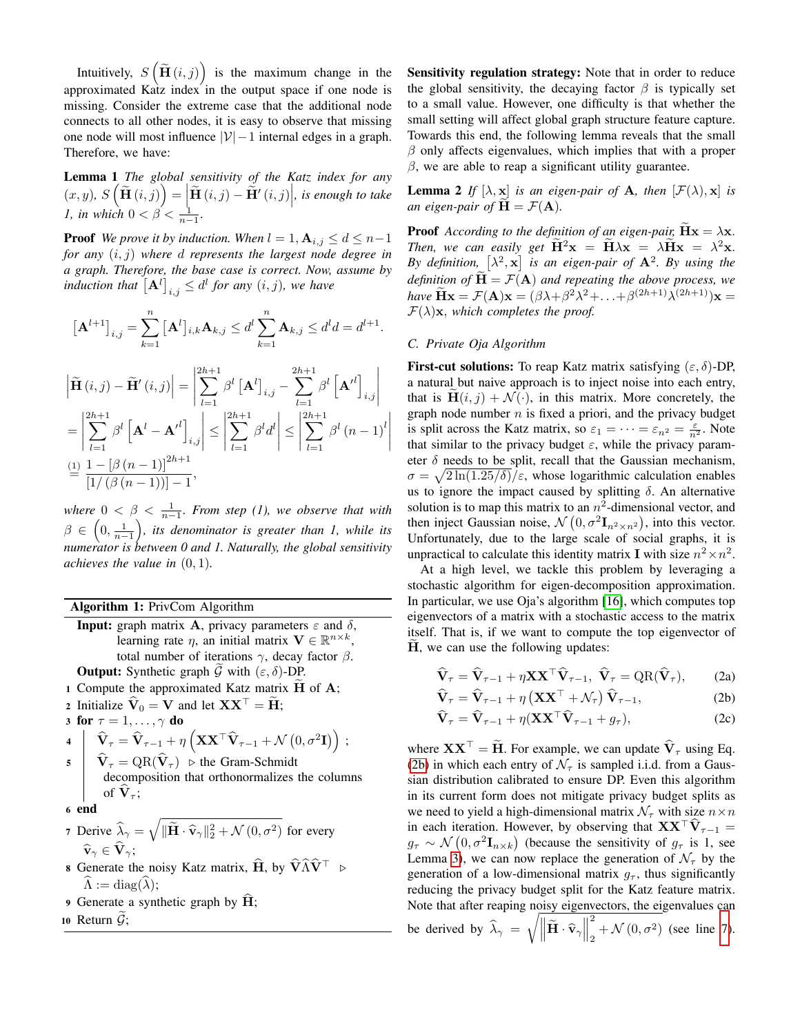Intuitively, $S\left(\widetilde{\mathbf{H}}(i,j)\right)$ is the maximum change in the approximated Katz index in the output space if one node is missing. Consider the extreme case that the additional node connects to all other nodes, it is easy to observe that missing one node will most influence $|\mathcal{V}|-1$ internal edges in a graph. Therefore, we have:

**Lemma 1** *The global sensitivity of the Katz index for any $(x,y)$, $S\left(\widetilde{\mathbf{H}}(i,j)\right)=\left|\widetilde{\mathbf{H}}(i,j)-\widetilde{\mathbf{H}}'(i,j)\right|$, is enough to take 1, in which $0<\beta<\frac{1}{n-1}$.*

**Proof** *We prove it by induction. When $l=1$, $\mathbf{A}_{i,j}\le d\le n-1$ for any $(i,j)$ where $d$ represents the largest node degree in a graph. Therefore, the base case is correct. Now, assume by induction that $\left[\mathbf{A}^l\right]_{i,j}\le d^l$ for any $(i,j)$, we have*

$$\left[\mathbf{A}^{l+1}\right]_{i,j}=\sum_{k=1}^{n}\left[\mathbf{A}^l\right]_{i,k}\mathbf{A}_{k,j}\le d^l\sum_{k=1}^{n}\mathbf{A}_{k,j}\le d^l d=d^{l+1}.$$

$$\begin{aligned}\left|\widetilde{\mathbf{H}}(i,j)-\widetilde{\mathbf{H}}'(i,j)\right|&=\left|\sum_{l=1}^{2h+1}\beta^l\left[\mathbf{A}^l\right]_{i,j}-\sum_{l=1}^{2h+1}\beta^l\left[\mathbf{A}'^l\right]_{i,j}\right|\\&=\left|\sum_{l=1}^{2h+1}\beta^l\left[\mathbf{A}^l-\mathbf{A}'^l\right]_{i,j}\right|\le\left|\sum_{l=1}^{2h+1}\beta^l d^l\right|\le\left|\sum_{l=1}^{2h+1}\beta^l(n-1)^l\right|\\&\overset{(1)}{=}\frac{1-[\beta(n-1)]^{2h+1}}{[1/(\beta(n-1))]-1},\end{aligned}$$

*where $0<\beta<\frac{1}{n-1}$. From step (1), we observe that with $\beta\in\left(0,\frac{1}{n-1}\right)$, its denominator is greater than 1, while its numerator is between 0 and 1. Naturally, the global sensitivity achieves the value in $(0,1)$.*

---

**Algorithm 1:** PrivCom Algorithm

**Input:** graph matrix $\mathbf{A}$, privacy parameters $\varepsilon$ and $\delta$, learning rate $\eta$, an initial matrix $\mathbf{V}\in\mathbb{R}^{n\times k}$, total number of iterations $\gamma$, decay factor $\beta$.
**Output:** Synthetic graph $\widetilde{\mathcal{G}}$ with $(\varepsilon,\delta)$-DP.

1. Compute the approximated Katz matrix $\widetilde{\mathbf{H}}$ of $\mathbf{A}$;
2. Initialize $\widehat{\mathbf{V}}_0=\mathbf{V}$ and let $\mathbf{X}\mathbf{X}^\top=\widetilde{\mathbf{H}}$;
3. **for** $\tau=1,\ldots,\gamma$ **do**
4. $\quad\widehat{\mathbf{V}}_\tau=\widehat{\mathbf{V}}_{\tau-1}+\eta\left(\mathbf{X}\mathbf{X}^\top\widehat{\mathbf{V}}_{\tau-1}+\mathcal{N}\left(0,\sigma^2\mathbf{I}\right)\right)$;
5. $\quad\widehat{\mathbf{V}}_\tau=\mathrm{QR}(\widehat{\mathbf{V}}_\tau)$ ▷ the Gram-Schmidt decomposition that orthonormalizes the columns of $\widehat{\mathbf{V}}_\tau$;
6. **end**
7. Derive $\widehat{\lambda}_\gamma=\sqrt{\|\widetilde{\mathbf{H}}\cdot\widehat{\mathbf{v}}_\gamma\|_2^2+\mathcal{N}(0,\sigma^2)}$ for every $\widehat{\mathbf{v}}_\gamma\in\widehat{\mathbf{V}}_\gamma$;
8. Generate the noisy Katz matrix, $\widehat{\mathbf{H}}$, by $\widehat{\mathbf{V}}\widehat{\Lambda}\widehat{\mathbf{V}}^\top$ ▷ $\widehat{\Lambda}:=\mathrm{diag}(\widehat{\lambda})$;
9. Generate a synthetic graph by $\widehat{\mathbf{H}}$;
10. Return $\widetilde{\mathcal{G}}$;

---

**Sensitivity regulation strategy:** Note that in order to reduce the global sensitivity, the decaying factor $\beta$ is typically set to a small value. However, one difficulty is that whether the small setting will affect global graph structure feature capture. Towards this end, the following lemma reveals that the small $\beta$ only affects eigenvalues, which implies that with a proper $\beta$, we are able to reap a significant utility guarantee.

**Lemma 2** *If $[\lambda,\mathbf{x}]$ is an eigen-pair of $\mathbf{A}$, then $[\mathcal{F}(\lambda),\mathbf{x}]$ is an eigen-pair of $\widetilde{\mathbf{H}}=\mathcal{F}(\mathbf{A})$.*

**Proof** *According to the definition of an eigen-pair, $\widetilde{\mathbf{H}}\mathbf{x}=\lambda\mathbf{x}$. Then, we can easily get $\widetilde{\mathbf{H}}^2\mathbf{x}=\widetilde{\mathbf{H}}\lambda\mathbf{x}=\lambda\widetilde{\mathbf{H}}\mathbf{x}=\lambda^2\mathbf{x}$. By definition, $\left[\lambda^2,\mathbf{x}\right]$ is an eigen-pair of $\mathbf{A}^2$. By using the definition of $\widetilde{\mathbf{H}}=\mathcal{F}(\mathbf{A})$ and repeating the above process, we have $\widetilde{\mathbf{H}}\mathbf{x}=\mathcal{F}(\mathbf{A})\mathbf{x}=(\beta\lambda+\beta^2\lambda^2+\ldots+\beta^{(2h+1)}\lambda^{(2h+1)})\mathbf{x}=\mathcal{F}(\lambda)\mathbf{x}$, which completes the proof.*

### C. Private Oja Algorithm

**First-cut solutions:** To reap Katz matrix satisfying $(\varepsilon,\delta)$-DP, a natural but naive approach is to inject noise into each entry, that is $\widetilde{\mathbf{H}}(i,j)+\mathcal{N}(\cdot)$, in this matrix. More concretely, the graph node number $n$ is fixed a priori, and the privacy budget is split across the Katz matrix, so $\varepsilon_1=\cdots=\varepsilon_{n^2}=\frac{\varepsilon}{n^2}$. Note that similar to the privacy budget $\varepsilon$, while the privacy parameter $\delta$ needs to be split, recall that the Gaussian mechanism, $\sigma=\sqrt{2\ln(1.25/\delta)}/\varepsilon$, whose logarithmic calculation enables us to ignore the impact caused by splitting $\delta$. An alternative solution is to map this matrix to an $n^2$-dimensional vector, and then inject Gaussian noise, $\mathcal{N}\left(0,\sigma^2\mathbf{I}_{n^2\times n^2}\right)$, into this vector. Unfortunately, due to the large scale of social graphs, it is unpractical to calculate this identity matrix $\mathbf{I}$ with size $n^2\times n^2$.

At a high level, we tackle this problem by leveraging a stochastic algorithm for eigen-decomposition approximation. In particular, we use Oja's algorithm [16], which computes top eigenvectors of a matrix with a stochastic access to the matrix itself. That is, if we want to compute the top eigenvector of $\widetilde{\mathbf{H}}$, we can use the following updates:

$$\widehat{\mathbf{V}}_\tau=\widehat{\mathbf{V}}_{\tau-1}+\eta\mathbf{X}\mathbf{X}^\top\widehat{\mathbf{V}}_{\tau-1},\ \widehat{\mathbf{V}}_\tau=\mathrm{QR}(\widehat{\mathbf{V}}_\tau),\tag{2a}$$

$$\widehat{\mathbf{V}}_\tau=\widehat{\mathbf{V}}_{\tau-1}+\eta\left(\mathbf{X}\mathbf{X}^\top+\mathcal{N}_\tau\right)\widehat{\mathbf{V}}_{\tau-1},\tag{2b}$$

$$\widehat{\mathbf{V}}_\tau=\widehat{\mathbf{V}}_{\tau-1}+\eta(\mathbf{X}\mathbf{X}^\top\widehat{\mathbf{V}}_{\tau-1}+g_\tau),\tag{2c}$$

where $\mathbf{X}\mathbf{X}^\top=\widetilde{\mathbf{H}}$. For example, we can update $\widehat{\mathbf{V}}_\tau$ using Eq. (2b) in which each entry of $\mathcal{N}_\tau$ is sampled i.i.d. from a Gaussian distribution calibrated to ensure DP. Even this algorithm in its current form does not mitigate privacy budget splits as we need to yield a high-dimensional matrix $\mathcal{N}_\tau$ with size $n\times n$ in each iteration. However, by observing that $\mathbf{X}\mathbf{X}^\top\widehat{\mathbf{V}}_{\tau-1}=g_\tau\sim\mathcal{N}\left(0,\sigma^2\mathbf{I}_{n\times k}\right)$ (because the sensitivity of $g_\tau$ is 1, see Lemma 3), we can now replace the generation of $\mathcal{N}_\tau$ by the generation of a low-dimensional matrix $g_\tau$, thus significantly reducing the privacy budget split for the Katz feature matrix. Note that after reaping noisy eigenvectors, the eigenvalues can be derived by $\widehat{\lambda}_\gamma=\sqrt{\left\|\widetilde{\mathbf{H}}\cdot\widehat{\mathbf{v}}_\gamma\right\|_2^2+\mathcal{N}(0,\sigma^2)}$ (see line 7).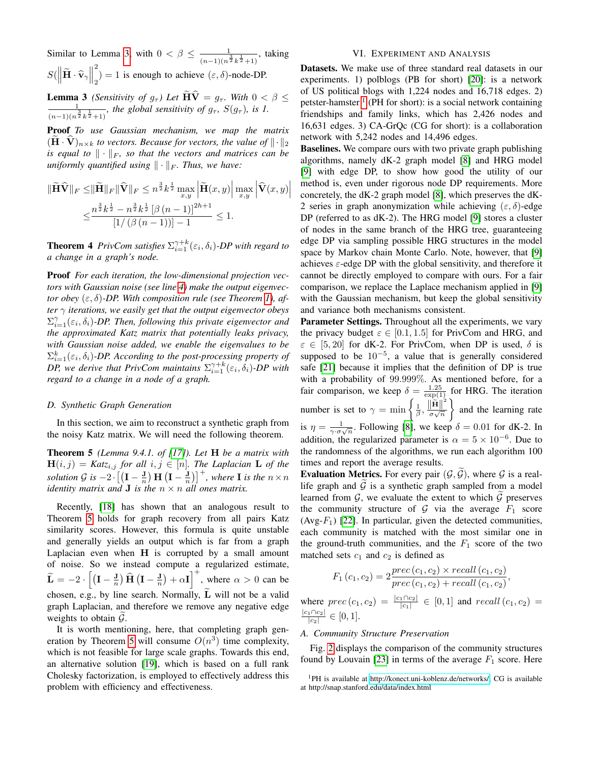Similar to Lemma 3, with $0 < \beta \leq \frac{1}{(n-1)(n^{\frac{3}{2}}k^{\frac{1}{2}}+1)}$, taking $S(\left\|\widetilde{\mathbf{H}} \cdot \widehat{\mathbf{v}}_{\gamma}\right\|_2^2) = 1$ is enough to achieve $(\varepsilon, \delta)$-node-DP.

**Lemma 3** *(Sensitivity of $g_\tau$) Let $\widetilde{\mathbf{H}}\widehat{\mathbf{V}} = g_\tau$. With $0 < \beta \leq \frac{1}{(n-1)(n^{\frac{3}{2}}k^{\frac{1}{2}}+1)}$, the global sensitivity of $g_\tau$, $S(g_\tau)$, is 1.*

**Proof** *To use Gaussian mechanism, we map the matrix $(\widetilde{\mathbf{H}} \cdot \widehat{\mathbf{V}})_{n\times k}$ to vectors. Because for vectors, the value of $\|\cdot\|_2$ is equal to $\|\cdot\|_F$, so that the vectors and matrices can be uniformly quantified using $\|\cdot\|_F$. Thus, we have:*

$$
\begin{aligned}
\|\widetilde{\mathbf{H}}\widehat{\mathbf{V}}\|_F \leq& \|\widetilde{\mathbf{H}}\|_F\|\widehat{\mathbf{V}}\|_F \leq n^{\frac{3}{2}}k^{\frac{1}{2}} \max_{x,y}\left|\widetilde{\mathbf{H}}(x,y)\right| \max_{x,y}\left|\widehat{\mathbf{V}}(x,y)\right| \\
\leq& \frac{n^{\frac{3}{2}}k^{\frac{1}{2}} - n^{\frac{3}{2}}k^{\frac{1}{2}}\left[\beta\left(n-1\right)\right]^{2h+1}}{\left[1/\left(\beta\left(n-1\right)\right)\right]-1} \leq 1.
\end{aligned}
$$

**Theorem 4** *PrivCom satisfies $\Sigma_{i=1}^{\gamma+k}(\varepsilon_i, \delta_i)$-DP with regard to a change in a graph's node.*

**Proof** *For each iteration, the low-dimensional projection vectors with Gaussian noise (see line 4) make the output eigenvector obey $(\varepsilon, \delta)$-DP. With composition rule (see Theorem 1), after $\gamma$ iterations, we easily get that the output eigenvector obeys $\Sigma_{i=1}^{\gamma}(\varepsilon_i, \delta_i)$-DP. Then, following this private eigenvector and the approximated Katz matrix that potentially leaks privacy, with Gaussian noise added, we enable the eigenvalues to be $\Sigma_{i=1}^{k}(\varepsilon_i, \delta_i)$-DP. According to the post-processing property of DP, we derive that PrivCom maintains $\Sigma_{i=1}^{\gamma+k}(\varepsilon_i, \delta_i)$-DP with regard to a change in a node of a graph.*

### D. Synthetic Graph Generation

In this section, we aim to reconstruct a synthetic graph from the noisy Katz matrix. We will need the following theorem.

**Theorem 5** *(Lemma 9.4.1. of [17]). Let $\mathbf{H}$ be a matrix with $\mathbf{H}(i,j) = Katz_{i,j}$ for all $i,j \in [n]$. The Laplacian $\mathbf{L}$ of the solution $\mathcal{G}$ is $-2 \cdot \left[\left(\mathbf{I} - \frac{\mathbf{J}}{n}\right)\mathbf{H}\left(\mathbf{I} - \frac{\mathbf{J}}{n}\right)\right]^+$, where $\mathbf{I}$ is the $n\times n$ identity matrix and $\mathbf{J}$ is the $n \times n$ all ones matrix.*

Recently, [18] has shown that an analogous result to Theorem 5 holds for graph recovery from all pairs Katz similarity scores. However, this formula is quite unstable and generally yields an output which is far from a graph Laplacian even when $\mathbf{H}$ is corrupted by a small amount of noise. So we instead compute a regularized estimate, $\widetilde{\mathbf{L}} = -2 \cdot \left[\left(\mathbf{I} - \frac{\mathbf{J}}{n}\right)\widehat{\mathbf{H}}\left(\mathbf{I} - \frac{\mathbf{J}}{n}\right) + \alpha\mathbf{I}\right]^+$, where $\alpha > 0$ can be chosen, e.g., by line search. Normally, $\widetilde{\mathbf{L}}$ will not be a valid graph Laplacian, and therefore we remove any negative edge weights to obtain $\widetilde{\mathcal{G}}$.

It is worth mentioning, here, that completing graph generation by Theorem 5 will consume $O(n^3)$ time complexity, which is not feasible for large scale graphs. Towards this end, an alternative solution [19], which is based on a full rank Cholesky factorization, is employed to effectively address this problem with efficiency and effectiveness.

## VI. Experiment and Analysis

**Datasets.** We make use of three standard real datasets in our experiments. 1) polblogs (PB for short) [20]: is a network of US political blogs with 1,224 nodes and 16,718 edges. 2) petster-hamster [1] (PH for short): is a social network containing friendships and family links, which has 2,426 nodes and 16,631 edges. 3) CA-GrQc (CG for short): is a collaboration network with 5,242 nodes and 14,496 edges.

**Baselines.** We compare ours with two private graph publishing algorithms, namely dK-2 graph model [8] and HRG model [9] with edge DP, to show how good the utility of our method is, even under rigorous node DP requirements. More concretely, the dK-2 graph model [8], which preserves the dK-2 series in graph anonymization while achieving $(\varepsilon, \delta)$-edge DP (referred to as dK-2). The HRG model [9] stores a cluster of nodes in the same branch of the HRG tree, guaranteeing edge DP via sampling possible HRG structures in the model space by Markov chain Monte Carlo. Note, however, that [9] achieves $\varepsilon$-edge DP with the global sensitivity, and therefore it cannot be directly employed to compare with ours. For a fair comparison, we replace the Laplace mechanism applied in [9] with the Gaussian mechanism, but keep the global sensitivity and variance both mechanisms consistent.

**Parameter Settings.** Throughout all the experiments, we vary the privacy budget $\varepsilon \in [0.1, 1.5]$ for PrivCom and HRG, and $\varepsilon \in [5, 20]$ for dK-2. For PrivCom, when DP is used, $\delta$ is supposed to be $10^{-5}$, a value that is generally considered safe [21] because it implies that the definition of DP is true with a probability of 99.999%. As mentioned before, for a fair comparison, we keep $\delta = \frac{1.25}{\exp(1)}$ for HRG. The iteration number is set to $\gamma = \min\left\{\frac{1}{\beta}, \frac{\|\widetilde{\mathbf{H}}\|^2}{\sigma\sqrt{n}}\right\}$ and the learning rate is $\eta = \frac{1}{\gamma\cdot\sigma\sqrt{n}}$. Following [8], we keep $\delta = 0.01$ for dK-2. In addition, the regularized parameter is $\alpha = 5 \times 10^{-6}$. Due to the randomness of the algorithms, we run each algorithm 100 times and report the average results.

**Evaluation Metrics.** For every pair $(\mathcal{G}, \widetilde{\mathcal{G}})$, where $\mathcal{G}$ is a real-life graph and $\widetilde{\mathcal{G}}$ is a synthetic graph sampled from a model learned from $\mathcal{G}$, we evaluate the extent to which $\widetilde{\mathcal{G}}$ preserves the community structure of $\mathcal{G}$ via the average $F_1$ score (Avg-$F_1$) [22]. In particular, given the detected communities, each community is matched with the most similar one in the ground-truth communities, and the $F_1$ score of the two matched sets $c_1$ and $c_2$ is defined as

$$
F_1\left(c_1, c_2\right) = 2\frac{prec\left(c_1, c_2\right) \times recall\left(c_1, c_2\right)}{prec\left(c_1, c_2\right) + recall\left(c_1, c_2\right)},
$$

where $prec\left(c_1, c_2\right) = \frac{|c_1 \cap c_2|}{|c_1|} \in [0, 1]$ and $recall\left(c_1, c_2\right) = \frac{|c_1 \cap c_2|}{|c_2|} \in [0, 1]$.

### A. Community Structure Preservation

Fig. 2 displays the comparison of the community structures found by Louvain [23] in terms of the average $F_1$ score. Here

[1] PH is available at http://konect.uni-koblenz.de/networks/. CG is available at http://snap.stanford.edu/data/index.html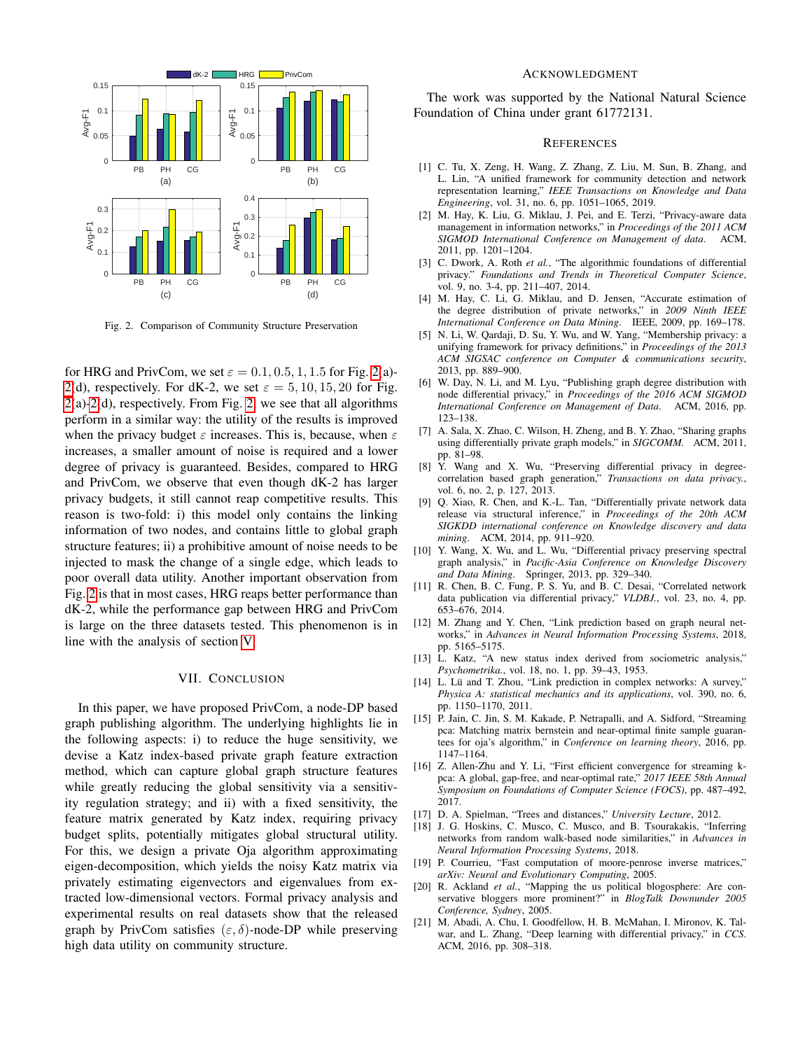Fig. 2. Comparison of Community Structure Preservation

for HRG and PrivCom, we set $\varepsilon = 0.1, 0.5, 1, 1.5$ for Fig. 2(a)-2(d), respectively. For dK-2, we set $\varepsilon = 5, 10, 15, 20$ for Fig. 2(a)-2(d), respectively. From Fig. 2, we see that all algorithms perform in a similar way: the utility of the results is improved when the privacy budget $\varepsilon$ increases. This is, because, when $\varepsilon$ increases, a smaller amount of noise is required and a lower degree of privacy is guaranteed. Besides, compared to HRG and PrivCom, we observe that even though dK-2 has larger privacy budgets, it still cannot reap competitive results. This reason is two-fold: i) this model only contains the linking information of two nodes, and contains little to global graph structure features; ii) a prohibitive amount of noise needs to be injected to mask the change of a single edge, which leads to poor overall data utility. Another important observation from Fig. 2 is that in most cases, HRG reaps better performance than dK-2, while the performance gap between HRG and PrivCom is large on the three datasets tested. This phenomenon is in line with the analysis of section V.

## VII. Conclusion

In this paper, we have proposed PrivCom, a node-DP based graph publishing algorithm. The underlying highlights lie in the following aspects: i) to reduce the huge sensitivity, we devise a Katz index-based private graph feature extraction method, which can capture global graph structure features while greatly reducing the global sensitivity via a sensitivity regulation strategy; and ii) with a fixed sensitivity, the feature matrix generated by Katz index, requiring privacy budget splits, potentially mitigates global structural utility. For this, we design a private Oja algorithm approximating eigen-decomposition, which yields the noisy Katz matrix via privately estimating eigenvectors and eigenvalues from extracted low-dimensional vectors. Formal privacy analysis and experimental results on real datasets show that the released graph by PrivCom satisfies $(\varepsilon, \delta)$-node-DP while preserving high data utility on community structure.

## Acknowledgment

The work was supported by the National Natural Science Foundation of China under grant 61772131.

## References

[1] C. Tu, X. Zeng, H. Wang, Z. Zhang, Z. Liu, M. Sun, B. Zhang, and L. Lin, "A unified framework for community detection and network representation learning," *IEEE Transactions on Knowledge and Data Engineering*, vol. 31, no. 6, pp. 1051–1065, 2019.

[2] M. Hay, K. Liu, G. Miklau, J. Pei, and E. Terzi, "Privacy-aware data management in information networks," in *Proceedings of the 2011 ACM SIGMOD International Conference on Management of data*. ACM, 2011, pp. 1201–1204.

[3] C. Dwork, A. Roth *et al.*, "The algorithmic foundations of differential privacy." *Foundations and Trends in Theoretical Computer Science*, vol. 9, no. 3-4, pp. 211–407, 2014.

[4] M. Hay, C. Li, G. Miklau, and D. Jensen, "Accurate estimation of the degree distribution of private networks," in *2009 Ninth IEEE International Conference on Data Mining*. IEEE, 2009, pp. 169–178.

[5] N. Li, W. Qardaji, D. Su, Y. Wu, and W. Yang, "Membership privacy: a unifying framework for privacy definitions," in *Proceedings of the 2013 ACM SIGSAC conference on Computer & communications security*, 2013, pp. 889–900.

[6] W. Day, N. Li, and M. Lyu, "Publishing graph degree distribution with node differential privacy," in *Proceedings of the 2016 ACM SIGMOD International Conference on Management of Data*. ACM, 2016, pp. 123–138.

[7] A. Sala, X. Zhao, C. Wilson, H. Zheng, and B. Y. Zhao, "Sharing graphs using differentially private graph models," in *SIGCOMM*. ACM, 2011, pp. 81–98.

[8] Y. Wang and X. Wu, "Preserving differential privacy in degree-correlation based graph generation," *Transactions on data privacy.*, vol. 6, no. 2, p. 127, 2013.

[9] Q. Xiao, R. Chen, and K.-L. Tan, "Differentially private network data release via structural inference," in *Proceedings of the 20th ACM SIGKDD international conference on Knowledge discovery and data mining*. ACM, 2014, pp. 911–920.

[10] Y. Wang, X. Wu, and L. Wu, "Differential privacy preserving spectral graph analysis," in *Pacific-Asia Conference on Knowledge Discovery and Data Mining*. Springer, 2013, pp. 329–340.

[11] R. Chen, B. C. Fung, P. S. Yu, and B. C. Desai, "Correlated network data publication via differential privacy," *VLDBJ.*, vol. 23, no. 4, pp. 653–676, 2014.

[12] M. Zhang and Y. Chen, "Link prediction based on graph neural networks," in *Advances in Neural Information Processing Systems*, 2018, pp. 5165–5175.

[13] L. Katz, "A new status index derived from sociometric analysis," *Psychometrika.*, vol. 18, no. 1, pp. 39–43, 1953.

[14] L. Lü and T. Zhou, "Link prediction in complex networks: A survey," *Physica A: statistical mechanics and its applications*, vol. 390, no. 6, pp. 1150–1170, 2011.

[15] P. Jain, C. Jin, S. M. Kakade, P. Netrapalli, and A. Sidford, "Streaming pca: Matching matrix bernstein and near-optimal finite sample guarantees for oja's algorithm," in *Conference on learning theory*, 2016, pp. 1147–1164.

[16] Z. Allen-Zhu and Y. Li, "First efficient convergence for streaming k-pca: A global, gap-free, and near-optimal rate," *2017 IEEE 58th Annual Symposium on Foundations of Computer Science (FOCS)*, pp. 487–492, 2017.

[17] D. A. Spielman, "Trees and distances," *University Lecture*, 2012.

[18] J. G. Hoskins, C. Musco, C. Musco, and B. Tsourakakis, "Inferring networks from random walk-based node similarities," in *Advances in Neural Information Processing Systems*, 2018.

[19] P. Courrieu, "Fast computation of moore-penrose inverse matrices," *arXiv: Neural and Evolutionary Computing*, 2005.

[20] R. Ackland *et al.*, "Mapping the us political blogosphere: Are conservative bloggers more prominent?" in *BlogTalk Downunder 2005 Conference, Sydney*, 2005.

[21] M. Abadi, A. Chu, I. Goodfellow, H. B. McMahan, I. Mironov, K. Talwar, and L. Zhang, "Deep learning with differential privacy," in *CCS*. ACM, 2016, pp. 308–318.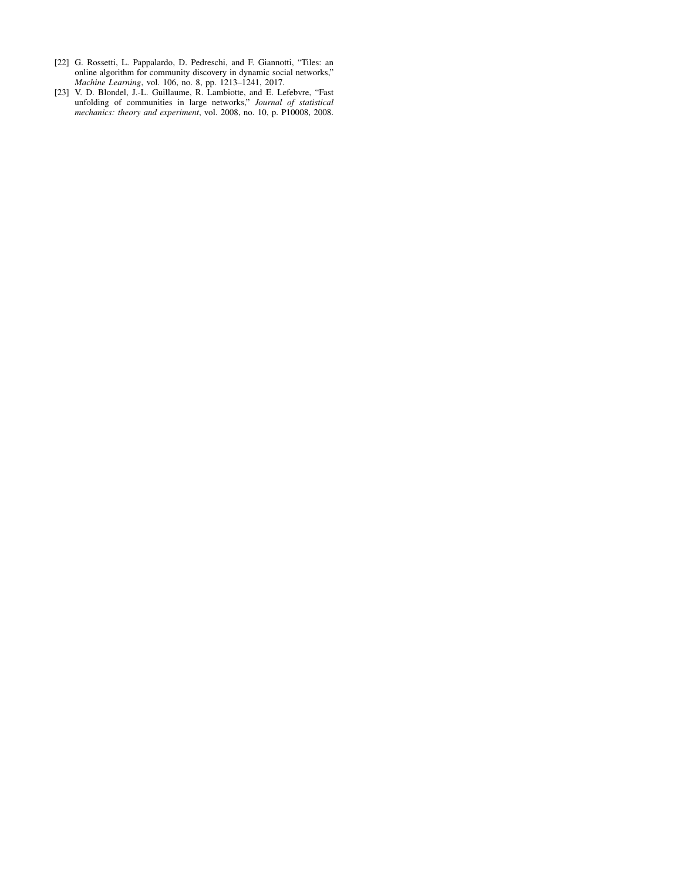[22] G. Rossetti, L. Pappalardo, D. Pedreschi, and F. Giannotti, "Tiles: an online algorithm for community discovery in dynamic social networks," *Machine Learning*, vol. 106, no. 8, pp. 1213–1241, 2017.

[23] V. D. Blondel, J.-L. Guillaume, R. Lambiotte, and E. Lefebvre, "Fast unfolding of communities in large networks," *Journal of statistical mechanics: theory and experiment*, vol. 2008, no. 10, p. P10008, 2008.